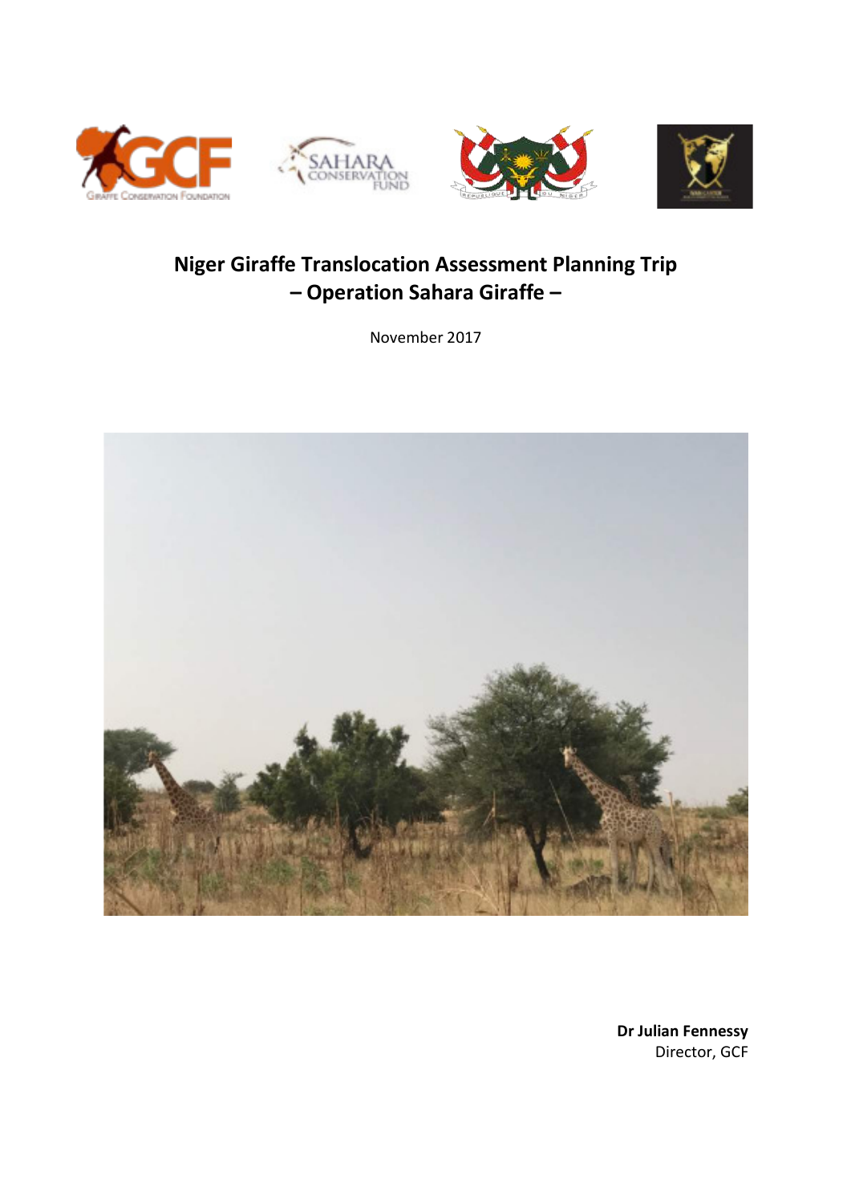# Niger Giraffe Translocation Assessment Planning Trip – Operation Sahara Giraffe –

November 2017

**Dr Julian Fennessy**
Director, GCF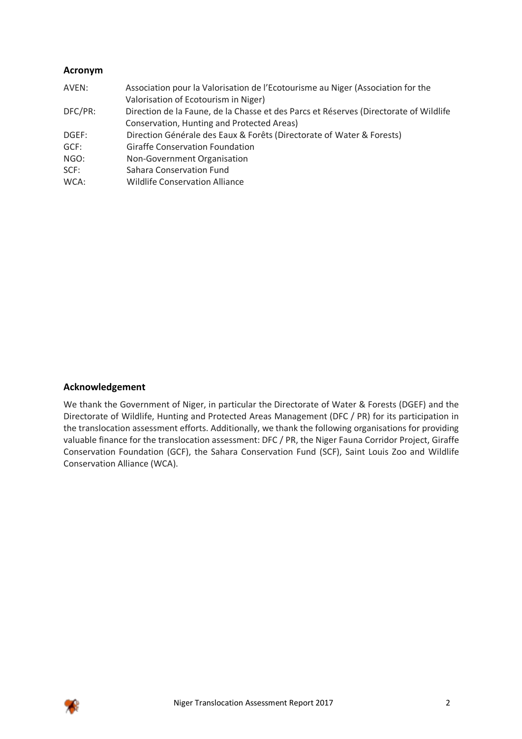## Acronym

| | |
|---|---|
| AVEN: | Association pour la Valorisation de l'Ecotourisme au Niger (Association for the Valorisation of Ecotourism in Niger) |
| DFC/PR: | Direction de la Faune, de la Chasse et des Parcs et Réserves (Directorate of Wildlife Conservation, Hunting and Protected Areas) |
| DGEF: | Direction Générale des Eaux & Forêts (Directorate of Water & Forests) |
| GCF: | Giraffe Conservation Foundation |
| NGO: | Non-Government Organisation |
| SCF: | Sahara Conservation Fund |
| WCA: | Wildlife Conservation Alliance |

## Acknowledgement

We thank the Government of Niger, in particular the Directorate of Water & Forests (DGEF) and the Directorate of Wildlife, Hunting and Protected Areas Management (DFC / PR) for its participation in the translocation assessment efforts. Additionally, we thank the following organisations for providing valuable finance for the translocation assessment: DFC / PR, the Niger Fauna Corridor Project, Giraffe Conservation Foundation (GCF), the Sahara Conservation Fund (SCF), Saint Louis Zoo and Wildlife Conservation Alliance (WCA).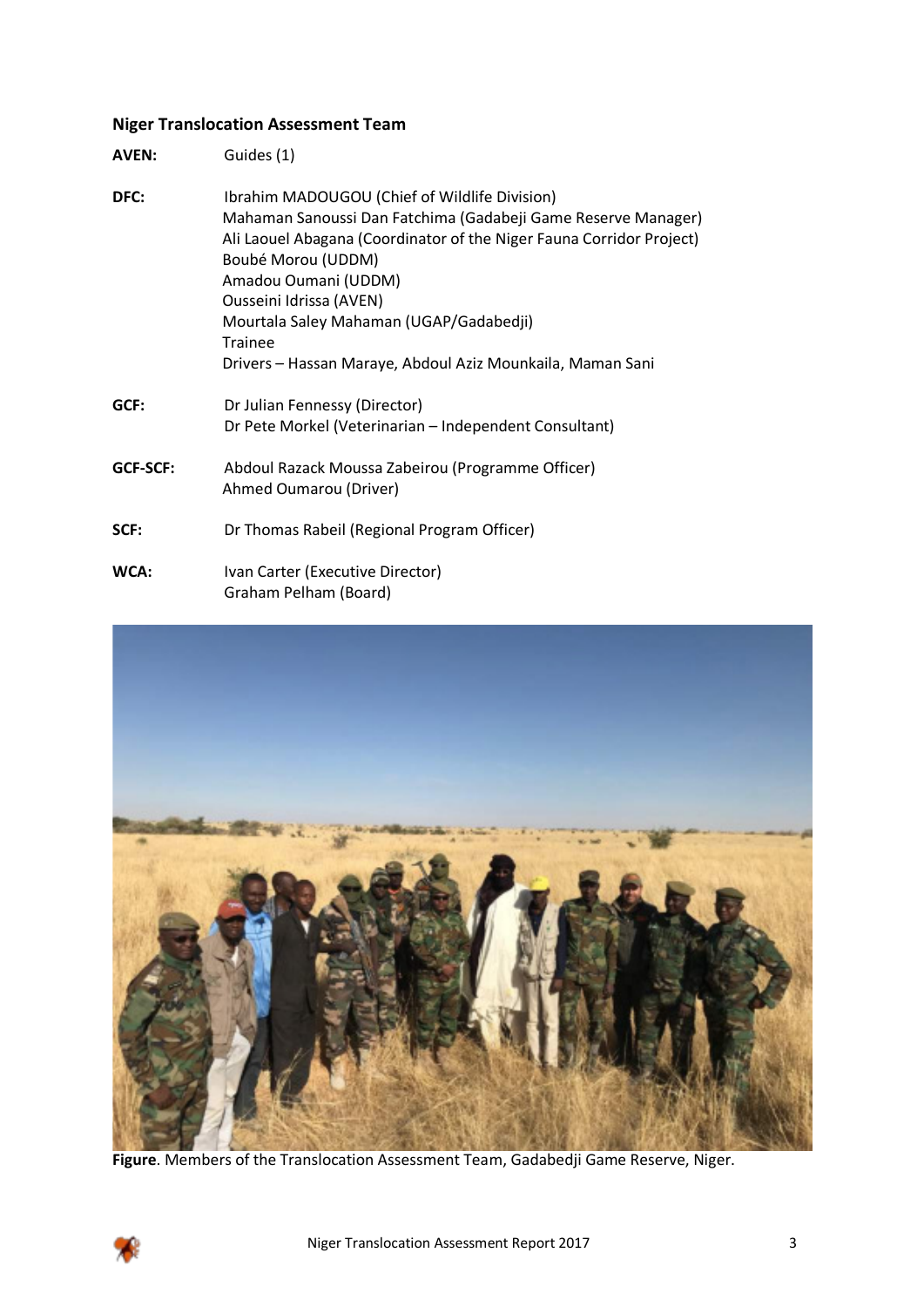### Niger Translocation Assessment Team

| | |
|---|---|
| **AVEN:** | Guides (1) |
| **DFC:** | Ibrahim MADOUGOU (Chief of Wildlife Division)<br>Mahaman Sanoussi Dan Fatchima (Gadabeji Game Reserve Manager)<br>Ali Laouel Abagana (Coordinator of the Niger Fauna Corridor Project)<br>Boubé Morou (UDDM)<br>Amadou Oumani (UDDM)<br>Ousseini Idrissa (AVEN)<br>Mourtala Saley Mahaman (UGAP/Gadabedji)<br>Trainee<br>Drivers – Hassan Maraye, Abdoul Aziz Mounkaila, Maman Sani |
| **GCF:** | Dr Julian Fennessy (Director)<br>Dr Pete Morkel (Veterinarian – Independent Consultant) |
| **GCF-SCF:** | Abdoul Razack Moussa Zabeirou (Programme Officer)<br>Ahmed Oumarou (Driver) |
| **SCF:** | Dr Thomas Rabeil (Regional Program Officer) |
| **WCA:** | Ivan Carter (Executive Director)<br>Graham Pelham (Board) |

**Figure**. Members of the Translocation Assessment Team, Gadabedji Game Reserve, Niger.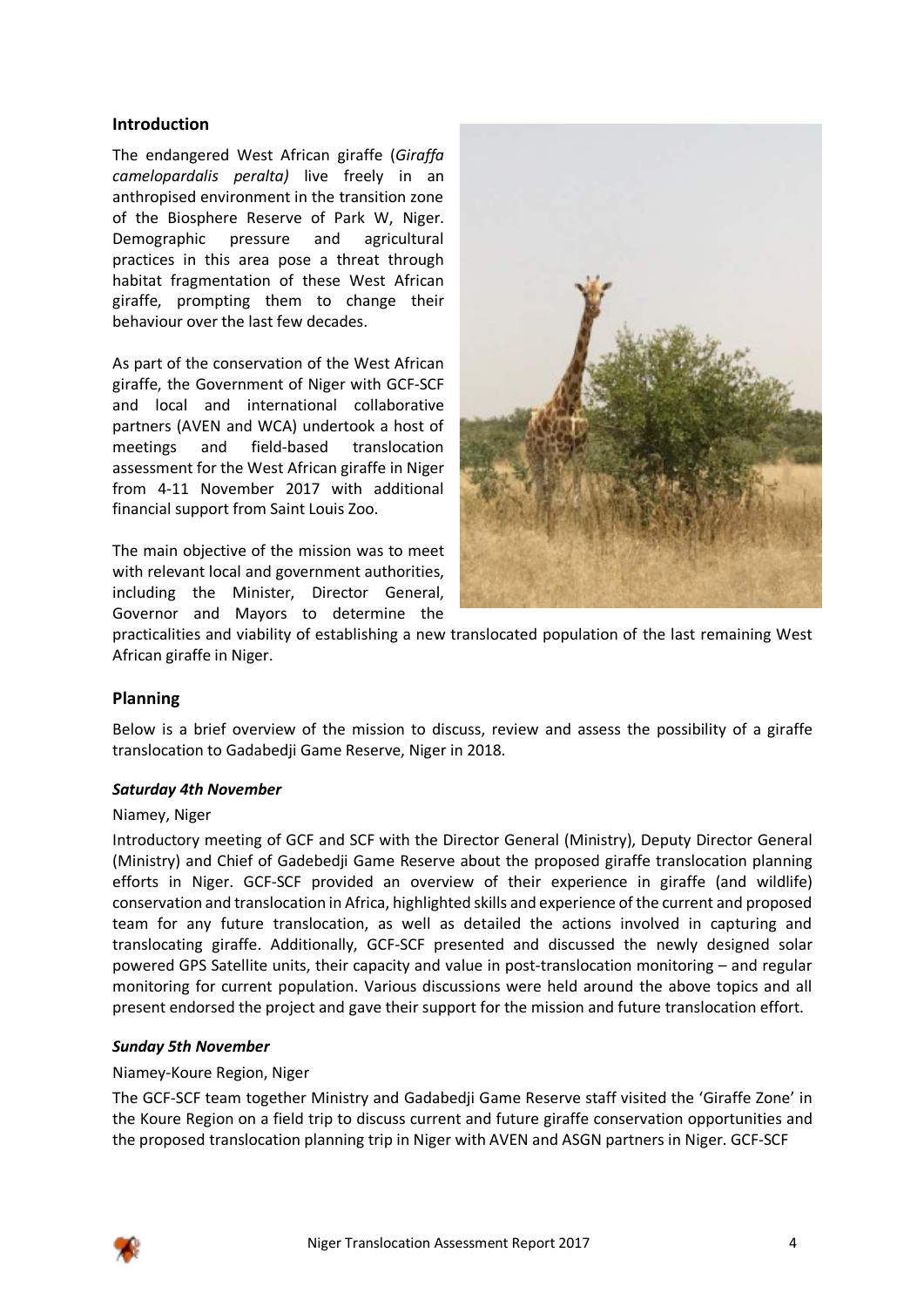## Introduction

The endangered West African giraffe (*Giraffa camelopardalis peralta)* live freely in an anthropised environment in the transition zone of the Biosphere Reserve of Park W, Niger. Demographic pressure and agricultural practices in this area pose a threat through habitat fragmentation of these West African giraffe, prompting them to change their behaviour over the last few decades.

As part of the conservation of the West African giraffe, the Government of Niger with GCF-SCF and local and international collaborative partners (AVEN and WCA) undertook a host of meetings and field-based translocation assessment for the West African giraffe in Niger from 4-11 November 2017 with additional financial support from Saint Louis Zoo.

The main objective of the mission was to meet with relevant local and government authorities, including the Minister, Director General, Governor and Mayors to determine the practicalities and viability of establishing a new translocated population of the last remaining West African giraffe in Niger.

## Planning

Below is a brief overview of the mission to discuss, review and assess the possibility of a giraffe translocation to Gadabedji Game Reserve, Niger in 2018.

### *Saturday 4th November*

Niamey, Niger

Introductory meeting of GCF and SCF with the Director General (Ministry), Deputy Director General (Ministry) and Chief of Gadebedji Game Reserve about the proposed giraffe translocation planning efforts in Niger. GCF-SCF provided an overview of their experience in giraffe (and wildlife) conservation and translocation in Africa, highlighted skills and experience of the current and proposed team for any future translocation, as well as detailed the actions involved in capturing and translocating giraffe. Additionally, GCF-SCF presented and discussed the newly designed solar powered GPS Satellite units, their capacity and value in post-translocation monitoring – and regular monitoring for current population. Various discussions were held around the above topics and all present endorsed the project and gave their support for the mission and future translocation effort.

### *Sunday 5th November*

Niamey-Koure Region, Niger

The GCF-SCF team together Ministry and Gadabedji Game Reserve staff visited the 'Giraffe Zone' in the Koure Region on a field trip to discuss current and future giraffe conservation opportunities and the proposed translocation planning trip in Niger with AVEN and ASGN partners in Niger. GCF-SCF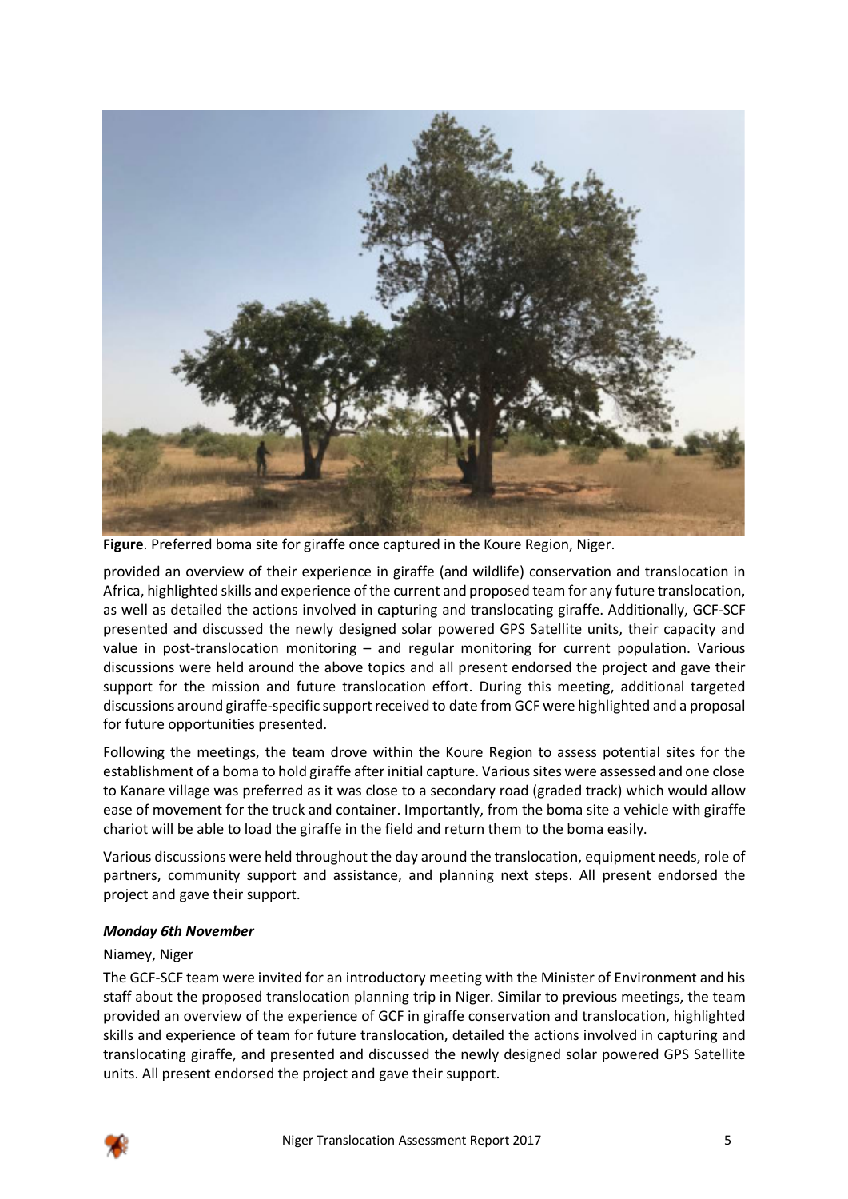**Figure**. Preferred boma site for giraffe once captured in the Koure Region, Niger.

provided an overview of their experience in giraffe (and wildlife) conservation and translocation in Africa, highlighted skills and experience of the current and proposed team for any future translocation, as well as detailed the actions involved in capturing and translocating giraffe. Additionally, GCF-SCF presented and discussed the newly designed solar powered GPS Satellite units, their capacity and value in post-translocation monitoring – and regular monitoring for current population. Various discussions were held around the above topics and all present endorsed the project and gave their support for the mission and future translocation effort. During this meeting, additional targeted discussions around giraffe-specific support received to date from GCF were highlighted and a proposal for future opportunities presented.

Following the meetings, the team drove within the Koure Region to assess potential sites for the establishment of a boma to hold giraffe after initial capture. Various sites were assessed and one close to Kanare village was preferred as it was close to a secondary road (graded track) which would allow ease of movement for the truck and container. Importantly, from the boma site a vehicle with giraffe chariot will be able to load the giraffe in the field and return them to the boma easily.

Various discussions were held throughout the day around the translocation, equipment needs, role of partners, community support and assistance, and planning next steps. All present endorsed the project and gave their support.

***Monday 6th November***

Niamey, Niger

The GCF-SCF team were invited for an introductory meeting with the Minister of Environment and his staff about the proposed translocation planning trip in Niger. Similar to previous meetings, the team provided an overview of the experience of GCF in giraffe conservation and translocation, highlighted skills and experience of team for future translocation, detailed the actions involved in capturing and translocating giraffe, and presented and discussed the newly designed solar powered GPS Satellite units. All present endorsed the project and gave their support.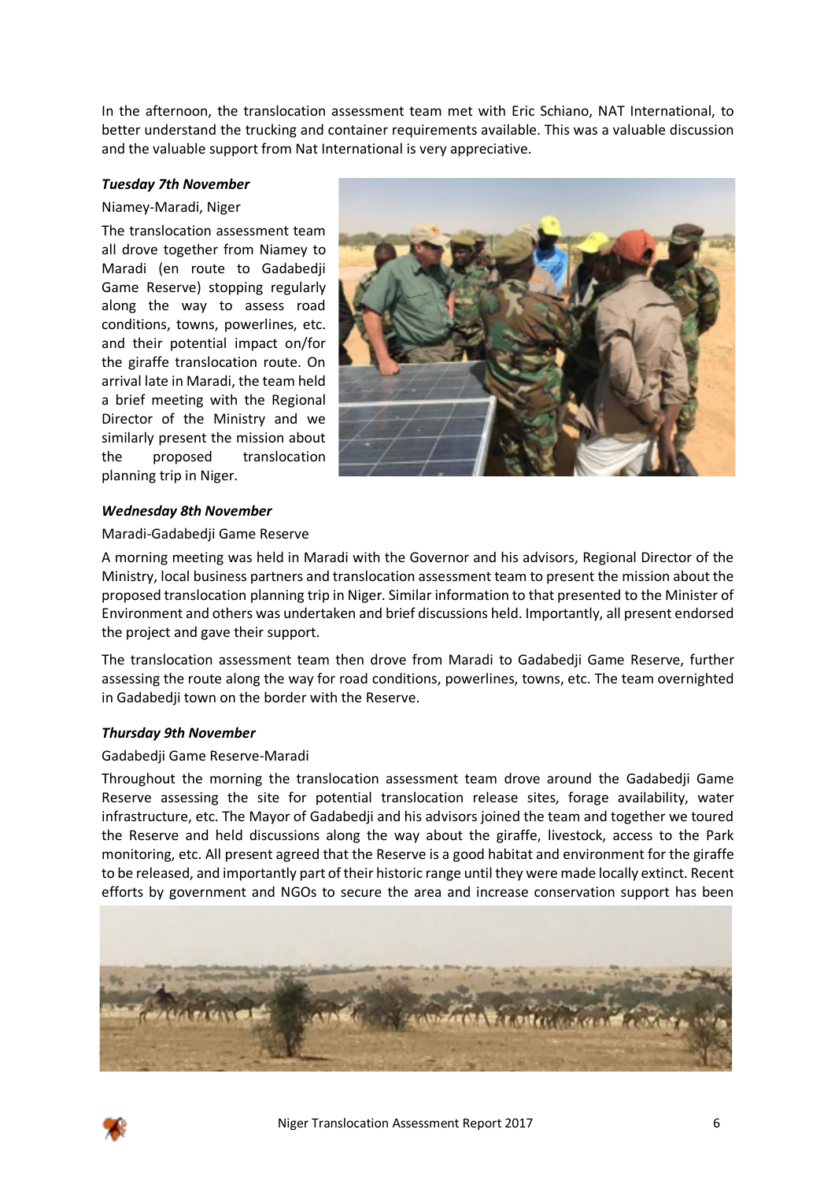In the afternoon, the translocation assessment team met with Eric Schiano, NAT International, to better understand the trucking and container requirements available. This was a valuable discussion and the valuable support from Nat International is very appreciative.

***Tuesday 7th November***

Niamey-Maradi, Niger

The translocation assessment team all drove together from Niamey to Maradi (en route to Gadabedji Game Reserve) stopping regularly along the way to assess road conditions, towns, powerlines, etc. and their potential impact on/for the giraffe translocation route. On arrival late in Maradi, the team held a brief meeting with the Regional Director of the Ministry and we similarly present the mission about the proposed translocation planning trip in Niger.

***Wednesday 8th November***

Maradi-Gadabedji Game Reserve

A morning meeting was held in Maradi with the Governor and his advisors, Regional Director of the Ministry, local business partners and translocation assessment team to present the mission about the proposed translocation planning trip in Niger. Similar information to that presented to the Minister of Environment and others was undertaken and brief discussions held. Importantly, all present endorsed the project and gave their support.

The translocation assessment team then drove from Maradi to Gadabedji Game Reserve, further assessing the route along the way for road conditions, powerlines, towns, etc. The team overnighted in Gadabedji town on the border with the Reserve.

***Thursday 9th November***

Gadabedji Game Reserve-Maradi

Throughout the morning the translocation assessment team drove around the Gadabedji Game Reserve assessing the site for potential translocation release sites, forage availability, water infrastructure, etc. The Mayor of Gadabedji and his advisors joined the team and together we toured the Reserve and held discussions along the way about the giraffe, livestock, access to the Park monitoring, etc. All present agreed that the Reserve is a good habitat and environment for the giraffe to be released, and importantly part of their historic range until they were made locally extinct. Recent efforts by government and NGOs to secure the area and increase conservation support has been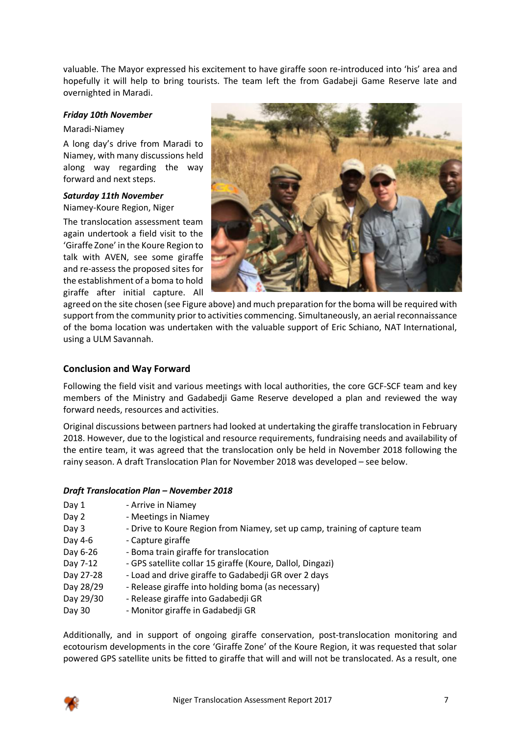valuable. The Mayor expressed his excitement to have giraffe soon re-introduced into 'his' area and hopefully it will help to bring tourists. The team left the from Gadabeji Game Reserve late and overnighted in Maradi.

***Friday 10th November***

Maradi-Niamey

A long day's drive from Maradi to Niamey, with many discussions held along way regarding the way forward and next steps.

***Saturday 11th November***

Niamey-Koure Region, Niger

The translocation assessment team again undertook a field visit to the 'Giraffe Zone' in the Koure Region to talk with AVEN, see some giraffe and re-assess the proposed sites for the establishment of a boma to hold giraffe after initial capture. All agreed on the site chosen (see Figure above) and much preparation for the boma will be required with support from the community prior to activities commencing. Simultaneously, an aerial reconnaissance of the boma location was undertaken with the valuable support of Eric Schiano, NAT International, using a ULM Savannah.

## Conclusion and Way Forward

Following the field visit and various meetings with local authorities, the core GCF-SCF team and key members of the Ministry and Gadabedji Game Reserve developed a plan and reviewed the way forward needs, resources and activities.

Original discussions between partners had looked at undertaking the giraffe translocation in February 2018. However, due to the logistical and resource requirements, fundraising needs and availability of the entire team, it was agreed that the translocation only be held in November 2018 following the rainy season. A draft Translocation Plan for November 2018 was developed – see below.

***Draft Translocation Plan – November 2018***

| | |
|---|---|
| Day 1 | - Arrive in Niamey |
| Day 2 | - Meetings in Niamey |
| Day 3 | - Drive to Koure Region from Niamey, set up camp, training of capture team |
| Day 4-6 | - Capture giraffe |
| Day 6-26 | - Boma train giraffe for translocation |
| Day 7-12 | - GPS satellite collar 15 giraffe (Koure, Dallol, Dingazi) |
| Day 27-28 | - Load and drive giraffe to Gadabedji GR over 2 days |
| Day 28/29 | - Release giraffe into holding boma (as necessary) |
| Day 29/30 | - Release giraffe into Gadabedji GR |
| Day 30 | - Monitor giraffe in Gadabedji GR |

Additionally, and in support of ongoing giraffe conservation, post-translocation monitoring and ecotourism developments in the core 'Giraffe Zone' of the Koure Region, it was requested that solar powered GPS satellite units be fitted to giraffe that will and will not be translocated. As a result, one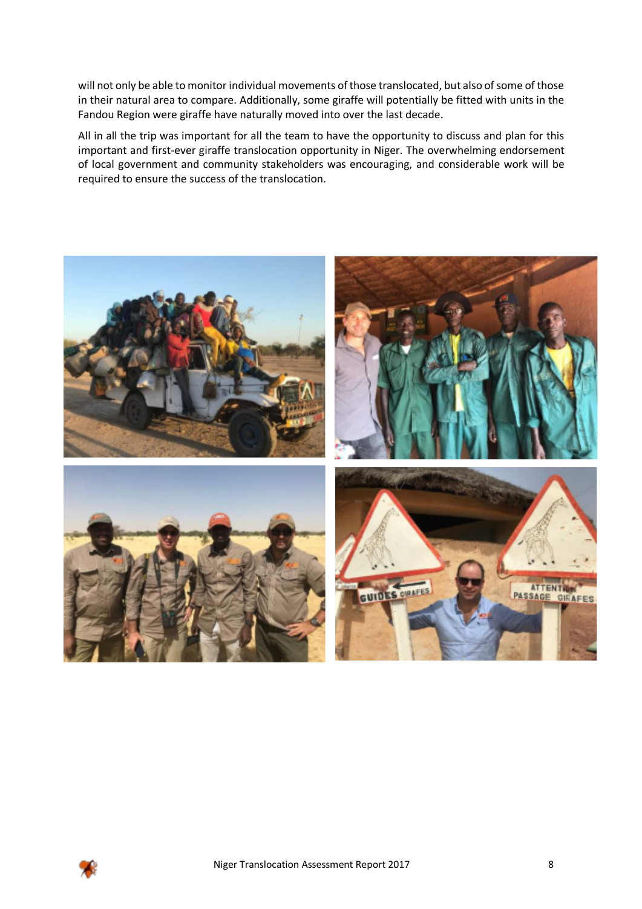will not only be able to monitor individual movements of those translocated, but also of some of those in their natural area to compare. Additionally, some giraffe will potentially be fitted with units in the Fandou Region were giraffe have naturally moved into over the last decade.

All in all the trip was important for all the team to have the opportunity to discuss and plan for this important and first-ever giraffe translocation opportunity in Niger. The overwhelming endorsement of local government and community stakeholders was encouraging, and considerable work will be required to ensure the success of the translocation.